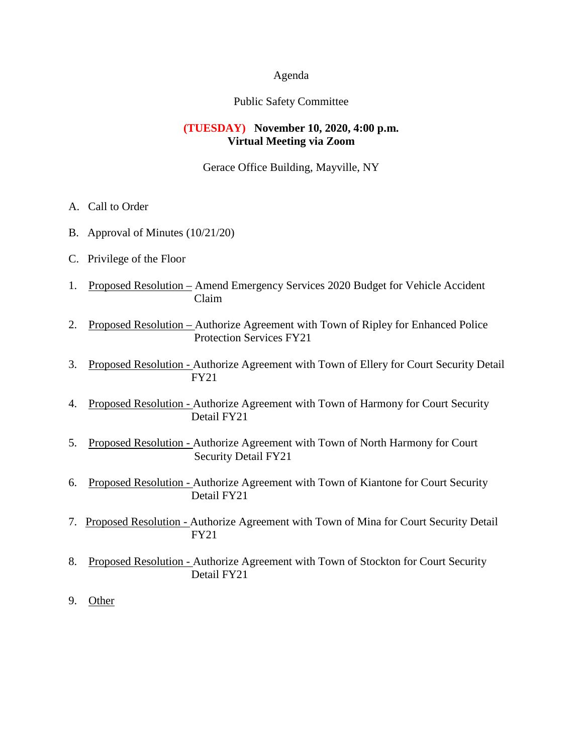Agenda

Public Safety Committee

**(TUESDAY) November 10, 2020, 4:00 p.m.**
**Virtual Meeting via Zoom**

Gerace Office Building, Mayville, NY

A. Call to Order

B. Approval of Minutes (10/21/20)

C. Privilege of the Floor

1. Proposed Resolution – Amend Emergency Services 2020 Budget for Vehicle Accident Claim

2. Proposed Resolution – Authorize Agreement with Town of Ripley for Enhanced Police Protection Services FY21

3. Proposed Resolution - Authorize Agreement with Town of Ellery for Court Security Detail FY21

4. Proposed Resolution - Authorize Agreement with Town of Harmony for Court Security Detail FY21

5. Proposed Resolution - Authorize Agreement with Town of North Harmony for Court Security Detail FY21

6. Proposed Resolution - Authorize Agreement with Town of Kiantone for Court Security Detail FY21

7. Proposed Resolution - Authorize Agreement with Town of Mina for Court Security Detail FY21

8. Proposed Resolution - Authorize Agreement with Town of Stockton for Court Security Detail FY21

9. Other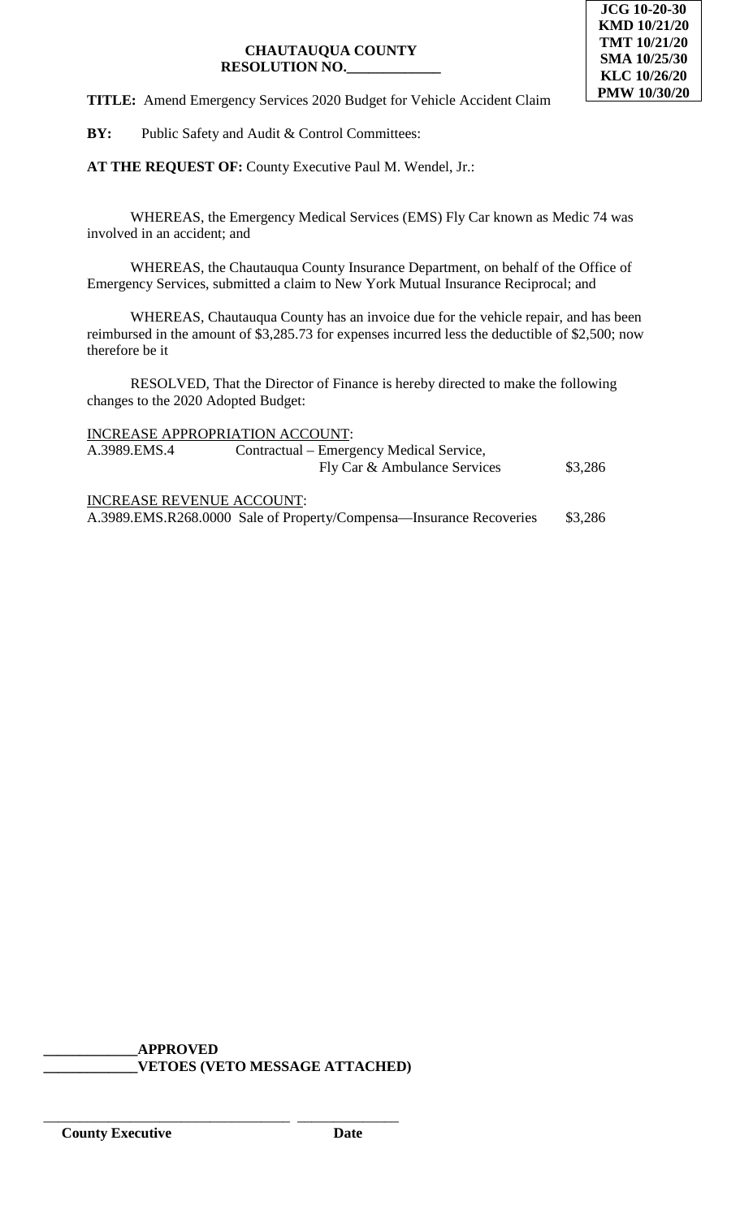| |
|---|
| **JCG 10-20-30** |
| **KMD 10/21/20** |
| **TMT 10/21/20** |
| **SMA 10/25/30** |
| **KLC 10/26/20** |
| **PMW 10/30/20** |

**CHAUTAUQUA COUNTY**
**RESOLUTION NO.\_\_\_\_\_\_\_\_\_\_\_\_\_**

**TITLE:** Amend Emergency Services 2020 Budget for Vehicle Accident Claim

**BY:** Public Safety and Audit & Control Committees:

**AT THE REQUEST OF:** County Executive Paul M. Wendel, Jr.:

WHEREAS, the Emergency Medical Services (EMS) Fly Car known as Medic 74 was involved in an accident; and

WHEREAS, the Chautauqua County Insurance Department, on behalf of the Office of Emergency Services, submitted a claim to New York Mutual Insurance Reciprocal; and

WHEREAS, Chautauqua County has an invoice due for the vehicle repair, and has been reimbursed in the amount of $3,285.73 for expenses incurred less the deductible of $2,500; now therefore be it

RESOLVED, That the Director of Finance is hereby directed to make the following changes to the 2020 Adopted Budget:

INCREASE APPROPRIATION ACCOUNT:

| | | |
|---|---|---|
| A.3989.EMS.4 | Contractual – Emergency Medical Service, Fly Car & Ambulance Services | $3,286 |

INCREASE REVENUE ACCOUNT:

| | | |
|---|---|---|
| A.3989.EMS.R268.0000 | Sale of Property/Compensa—Insurance Recoveries | $3,286 |

**\_\_\_\_\_\_\_\_\_\_\_\_\_APPROVED**
**\_\_\_\_\_\_\_\_\_\_\_\_\_VETOES (VETO MESSAGE ATTACHED)**

\_\_\_\_\_\_\_\_\_\_\_\_\_\_\_\_\_\_\_\_\_\_\_\_\_\_\_\_\_\_\_\_\_\_\_ \_\_\_\_\_\_\_\_\_\_\_\_\_\_\_
**County Executive** **Date**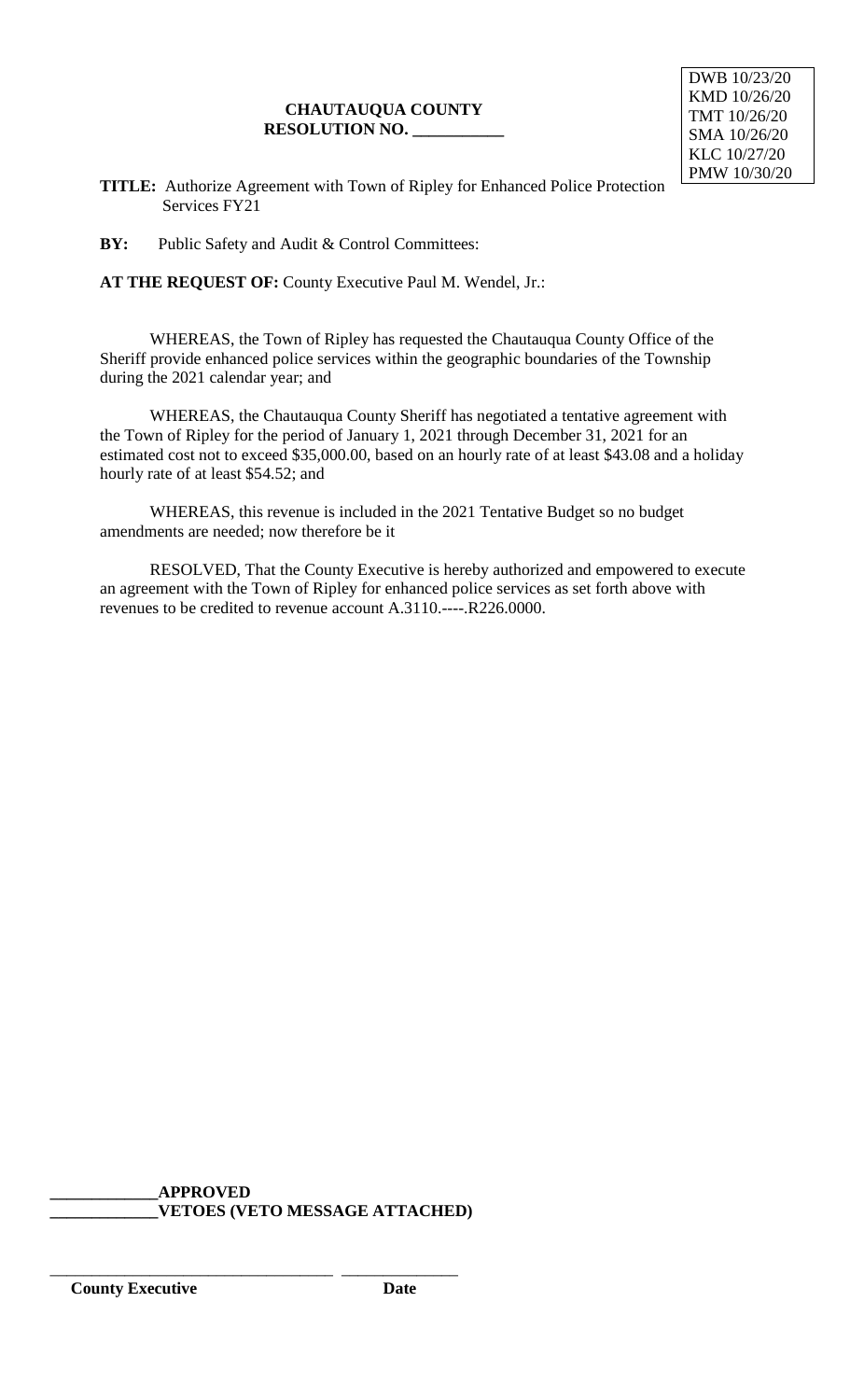DWB 10/23/20
KMD 10/26/20
TMT 10/26/20
SMA 10/26/20
KLC 10/27/20
PMW 10/30/20

**CHAUTAUQUA COUNTY**
**RESOLUTION NO. \_\_\_\_\_\_\_\_\_\_\_**

**TITLE:** Authorize Agreement with Town of Ripley for Enhanced Police Protection Services FY21

**BY:** Public Safety and Audit & Control Committees:

**AT THE REQUEST OF:** County Executive Paul M. Wendel, Jr.:

WHEREAS, the Town of Ripley has requested the Chautauqua County Office of the Sheriff provide enhanced police services within the geographic boundaries of the Township during the 2021 calendar year; and

WHEREAS, the Chautauqua County Sheriff has negotiated a tentative agreement with the Town of Ripley for the period of January 1, 2021 through December 31, 2021 for an estimated cost not to exceed $35,000.00, based on an hourly rate of at least $43.08 and a holiday hourly rate of at least $54.52; and

WHEREAS, this revenue is included in the 2021 Tentative Budget so no budget amendments are needed; now therefore be it

RESOLVED, That the County Executive is hereby authorized and empowered to execute an agreement with the Town of Ripley for enhanced police services as set forth above with revenues to be credited to revenue account A.3110.----.R226.0000.

**\_\_\_\_\_\_\_\_\_\_\_\_\_APPROVED**
**\_\_\_\_\_\_\_\_\_\_\_\_\_VETOES (VETO MESSAGE ATTACHED)**

\_\_\_\_\_\_\_\_\_\_\_\_\_\_\_\_\_\_\_\_\_\_\_\_\_\_\_\_\_\_\_\_\_\_ \_\_\_\_\_\_\_\_\_\_\_\_\_\_
**County Executive** **Date**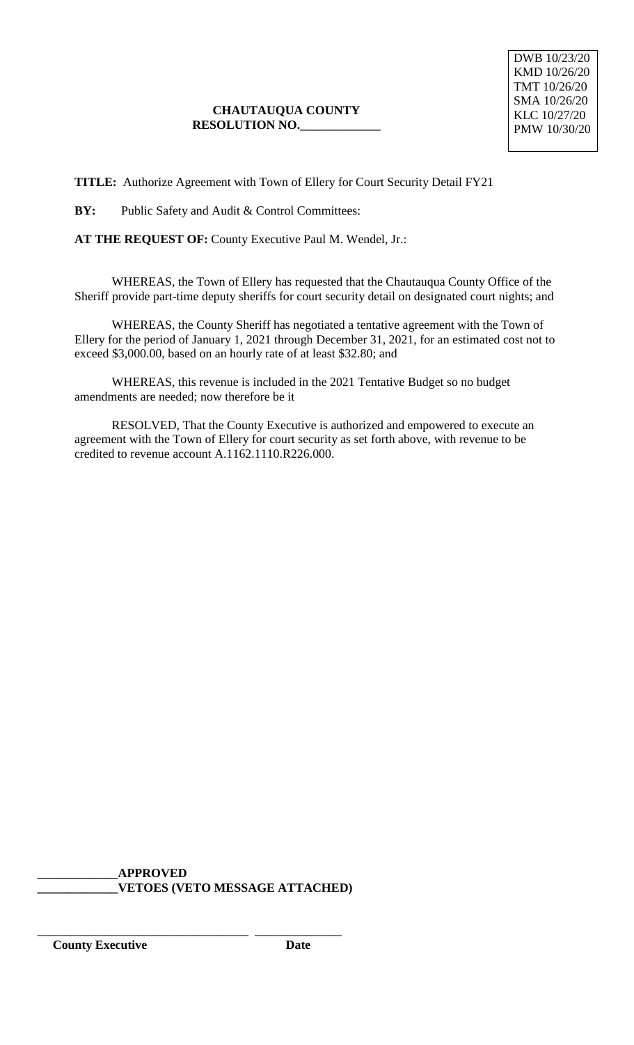DWB 10/23/20
KMD 10/26/20
TMT 10/26/20
SMA 10/26/20
KLC 10/27/20
PMW 10/30/20

**CHAUTAUQUA COUNTY**
**RESOLUTION NO.\_\_\_\_\_\_\_\_\_\_\_\_\_**

**TITLE:** Authorize Agreement with Town of Ellery for Court Security Detail FY21

**BY:** Public Safety and Audit & Control Committees:

**AT THE REQUEST OF:** County Executive Paul M. Wendel, Jr.:

WHEREAS, the Town of Ellery has requested that the Chautauqua County Office of the Sheriff provide part-time deputy sheriffs for court security detail on designated court nights; and

WHEREAS, the County Sheriff has negotiated a tentative agreement with the Town of Ellery for the period of January 1, 2021 through December 31, 2021, for an estimated cost not to exceed $3,000.00, based on an hourly rate of at least $32.80; and

WHEREAS, this revenue is included in the 2021 Tentative Budget so no budget amendments are needed; now therefore be it

RESOLVED, That the County Executive is authorized and empowered to execute an agreement with the Town of Ellery for court security as set forth above, with revenue to be credited to revenue account A.1162.1110.R226.000.

\_\_\_\_\_\_\_\_\_\_\_\_\_**APPROVED**
\_\_\_\_\_\_\_\_\_\_\_\_\_**VETOES (VETO MESSAGE ATTACHED)**

\_\_\_\_\_\_\_\_\_\_\_\_\_\_\_\_\_\_\_\_\_\_\_\_\_\_\_\_\_\_\_\_\_\_ \_\_\_\_\_\_\_\_\_\_\_\_\_\_
**County Executive** **Date**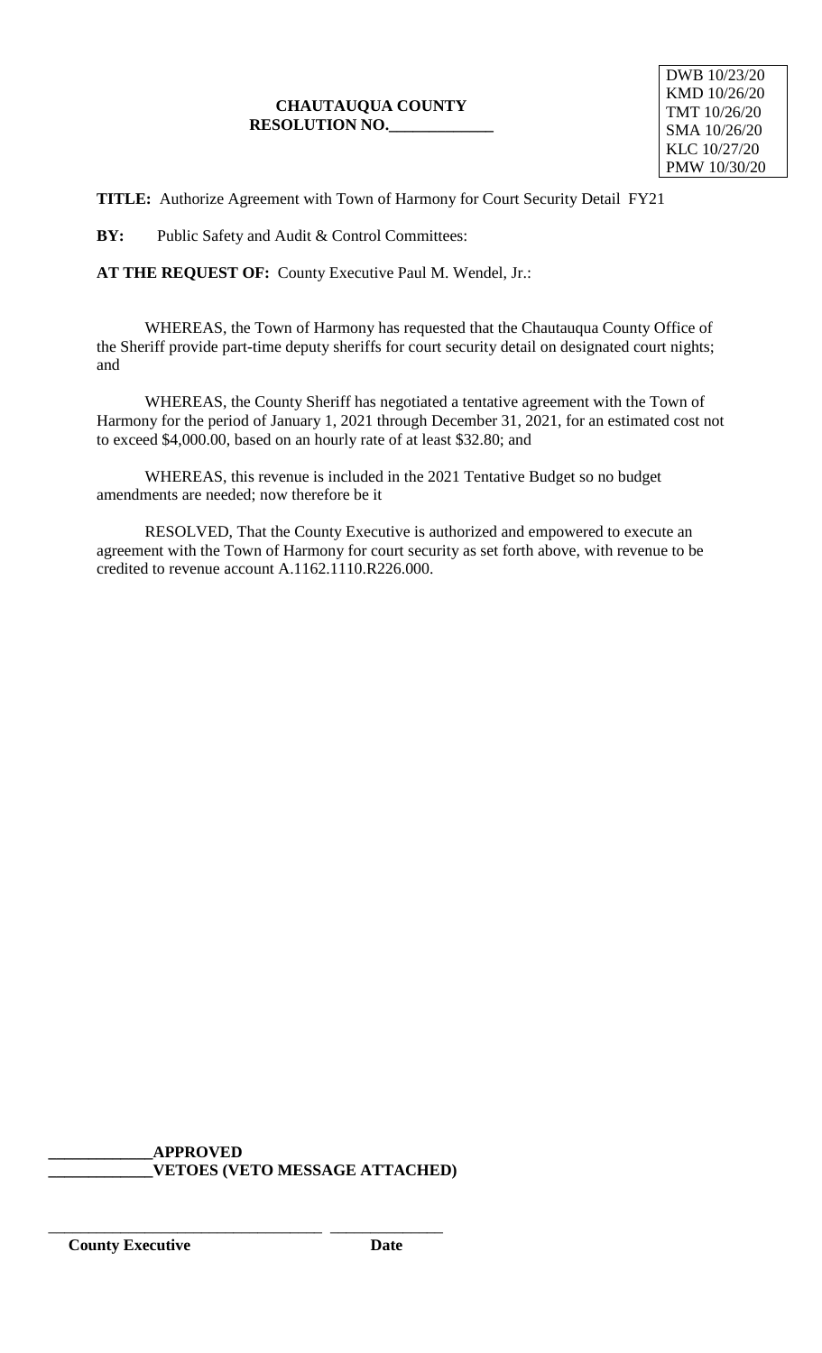DWB 10/23/20
KMD 10/26/20
TMT 10/26/20
SMA 10/26/20
KLC 10/27/20
PMW 10/30/20

**CHAUTAUQUA COUNTY**
**RESOLUTION NO.____________**

**TITLE:** Authorize Agreement with Town of Harmony for Court Security Detail FY21

**BY:** Public Safety and Audit & Control Committees:

**AT THE REQUEST OF:** County Executive Paul M. Wendel, Jr.:

WHEREAS, the Town of Harmony has requested that the Chautauqua County Office of the Sheriff provide part-time deputy sheriffs for court security detail on designated court nights; and

WHEREAS, the County Sheriff has negotiated a tentative agreement with the Town of Harmony for the period of January 1, 2021 through December 31, 2021, for an estimated cost not to exceed $4,000.00, based on an hourly rate of at least $32.80; and

WHEREAS, this revenue is included in the 2021 Tentative Budget so no budget amendments are needed; now therefore be it

RESOLVED, That the County Executive is authorized and empowered to execute an agreement with the Town of Harmony for court security as set forth above, with revenue to be credited to revenue account A.1162.1110.R226.000.

**____________APPROVED**
**____________VETOES (VETO MESSAGE ATTACHED)**

______________________________ ____________
**County Executive** **Date**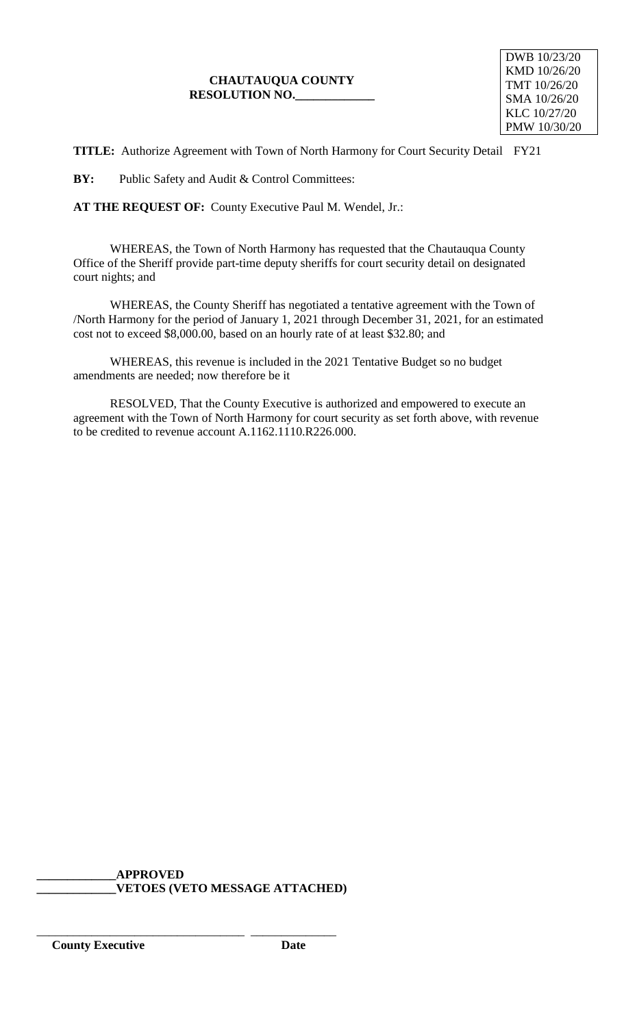**CHAUTAUQUA COUNTY**
**RESOLUTION NO.\_\_\_\_\_\_\_\_\_\_\_\_\_**

DWB 10/23/20
KMD 10/26/20
TMT 10/26/20
SMA 10/26/20
KLC 10/27/20
PMW 10/30/20

**TITLE:** Authorize Agreement with Town of North Harmony for Court Security Detail FY21

**BY:** Public Safety and Audit & Control Committees:

**AT THE REQUEST OF:** County Executive Paul M. Wendel, Jr.:

WHEREAS, the Town of North Harmony has requested that the Chautauqua County Office of the Sheriff provide part-time deputy sheriffs for court security detail on designated court nights; and

WHEREAS, the County Sheriff has negotiated a tentative agreement with the Town of /North Harmony for the period of January 1, 2021 through December 31, 2021, for an estimated cost not to exceed $8,000.00, based on an hourly rate of at least $32.80; and

WHEREAS, this revenue is included in the 2021 Tentative Budget so no budget amendments are needed; now therefore be it

RESOLVED, That the County Executive is authorized and empowered to execute an agreement with the Town of North Harmony for court security as set forth above, with revenue to be credited to revenue account A.1162.1110.R226.000.

**\_\_\_\_\_\_\_\_\_\_\_\_\_APPROVED**
**\_\_\_\_\_\_\_\_\_\_\_\_\_VETOES (VETO MESSAGE ATTACHED)**

\_\_\_\_\_\_\_\_\_\_\_\_\_\_\_\_\_\_\_\_\_\_\_\_\_\_\_\_\_\_\_\_\_\_ \_\_\_\_\_\_\_\_\_\_\_\_\_\_
**County Executive** **Date**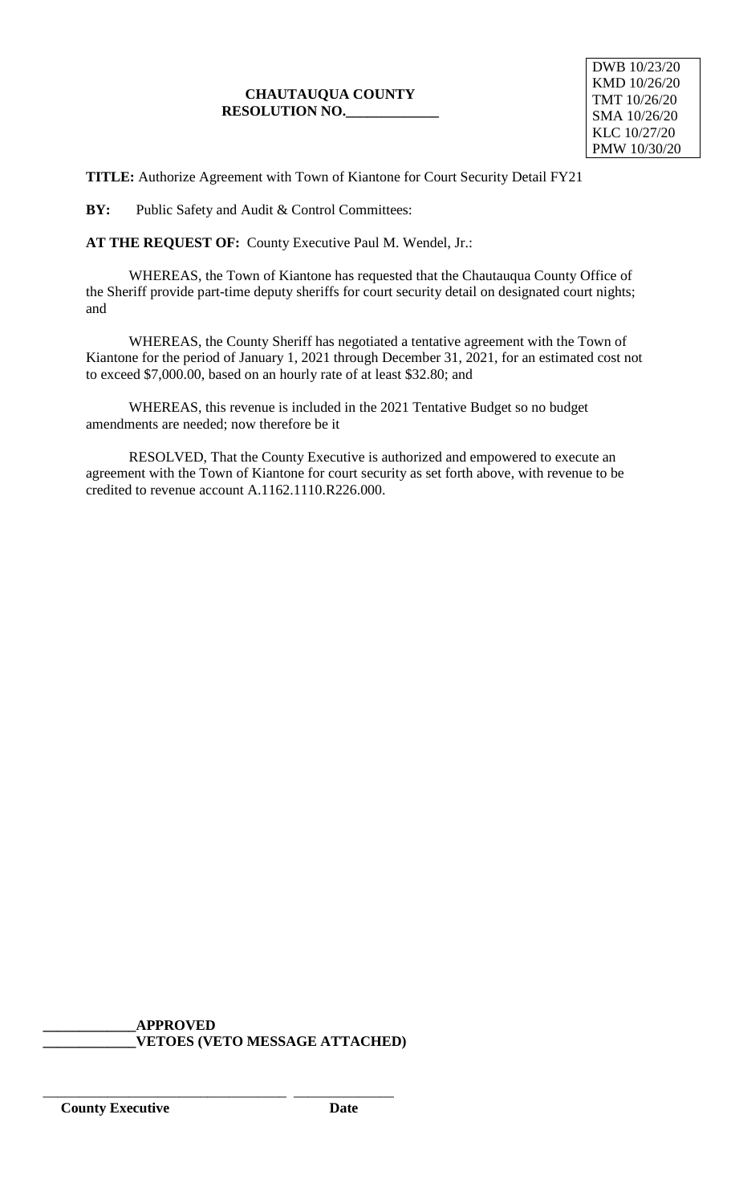**CHAUTAUQUA COUNTY**
**RESOLUTION NO.\_\_\_\_\_\_\_\_\_\_\_\_\_**

DWB 10/23/20
KMD 10/26/20
TMT 10/26/20
SMA 10/26/20
KLC 10/27/20
PMW 10/30/20

**TITLE:** Authorize Agreement with Town of Kiantone for Court Security Detail FY21

**BY:** Public Safety and Audit & Control Committees:

**AT THE REQUEST OF:** County Executive Paul M. Wendel, Jr.:

WHEREAS, the Town of Kiantone has requested that the Chautauqua County Office of the Sheriff provide part-time deputy sheriffs for court security detail on designated court nights; and

WHEREAS, the County Sheriff has negotiated a tentative agreement with the Town of Kiantone for the period of January 1, 2021 through December 31, 2021, for an estimated cost not to exceed $7,000.00, based on an hourly rate of at least $32.80; and

WHEREAS, this revenue is included in the 2021 Tentative Budget so no budget amendments are needed; now therefore be it

RESOLVED, That the County Executive is authorized and empowered to execute an agreement with the Town of Kiantone for court security as set forth above, with revenue to be credited to revenue account A.1162.1110.R226.000.

**\_\_\_\_\_\_\_\_\_\_\_\_\_APPROVED**
**\_\_\_\_\_\_\_\_\_\_\_\_\_VETOES (VETO MESSAGE ATTACHED)**

\_\_\_\_\_\_\_\_\_\_\_\_\_\_\_\_\_\_\_\_\_\_\_\_\_\_\_\_\_\_\_\_\_\_\_ \_\_\_\_\_\_\_\_\_\_\_\_\_\_\_
**County Executive** **Date**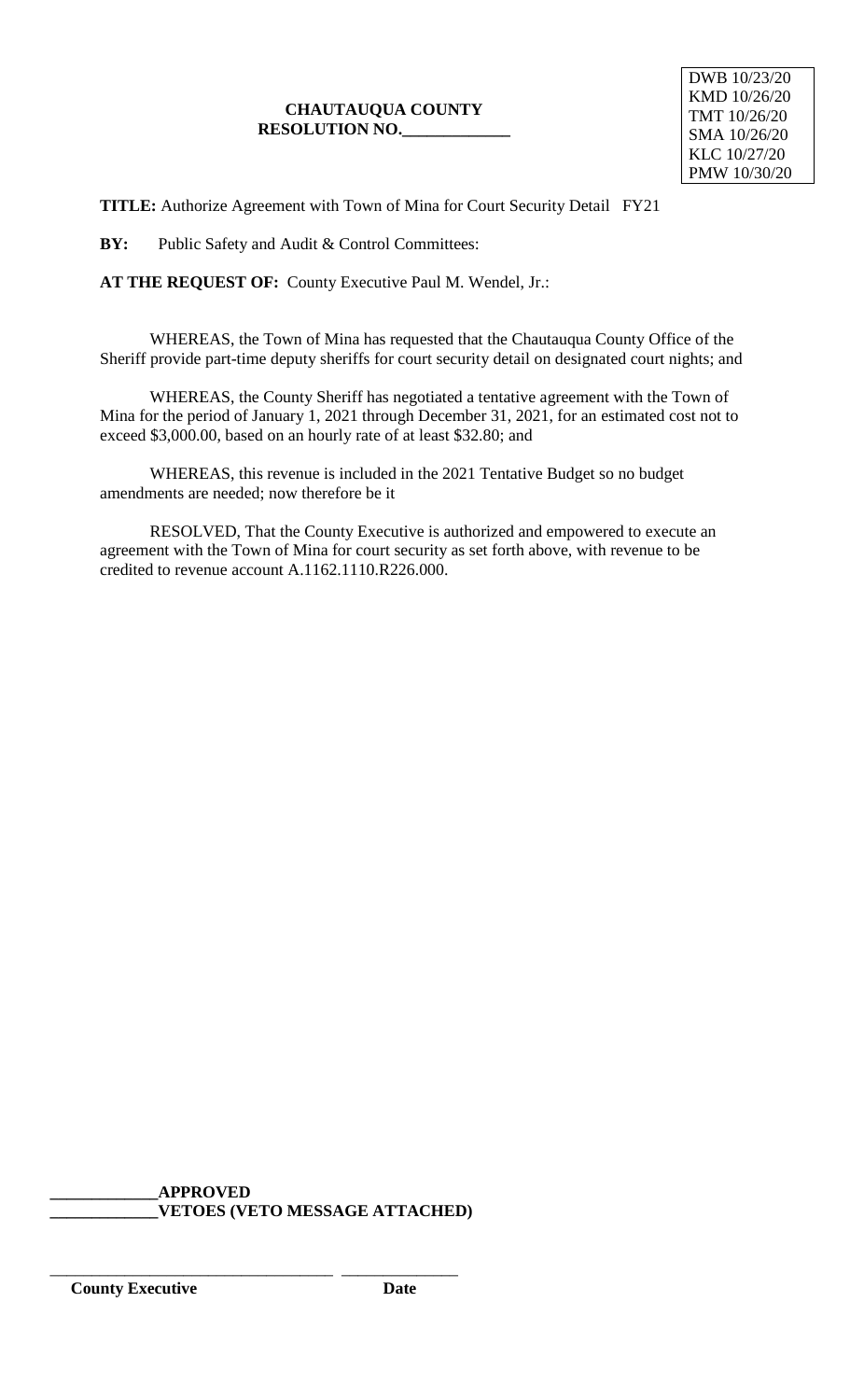**CHAUTAUQUA COUNTY**
**RESOLUTION NO.\_\_\_\_\_\_\_\_\_\_\_\_\_**

DWB 10/23/20
KMD 10/26/20
TMT 10/26/20
SMA 10/26/20
KLC 10/27/20
PMW 10/30/20

**TITLE:** Authorize Agreement with Town of Mina for Court Security Detail FY21

**BY:** Public Safety and Audit & Control Committees:

**AT THE REQUEST OF:** County Executive Paul M. Wendel, Jr.:

WHEREAS, the Town of Mina has requested that the Chautauqua County Office of the Sheriff provide part-time deputy sheriffs for court security detail on designated court nights; and

WHEREAS, the County Sheriff has negotiated a tentative agreement with the Town of Mina for the period of January 1, 2021 through December 31, 2021, for an estimated cost not to exceed $3,000.00, based on an hourly rate of at least $32.80; and

WHEREAS, this revenue is included in the 2021 Tentative Budget so no budget amendments are needed; now therefore be it

RESOLVED, That the County Executive is authorized and empowered to execute an agreement with the Town of Mina for court security as set forth above, with revenue to be credited to revenue account A.1162.1110.R226.000.

**\_\_\_\_\_\_\_\_\_\_\_\_\_APPROVED**
**\_\_\_\_\_\_\_\_\_\_\_\_\_VETOES (VETO MESSAGE ATTACHED)**

\_\_\_\_\_\_\_\_\_\_\_\_\_\_\_\_\_\_\_\_\_\_\_\_\_\_\_\_\_\_\_\_\_\_ \_\_\_\_\_\_\_\_\_\_\_\_\_\_
**County Executive** **Date**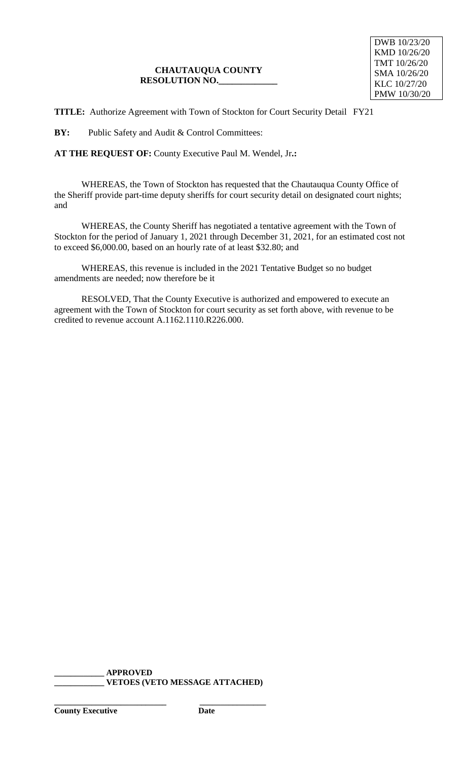DWB 10/23/20
KMD 10/26/20
TMT 10/26/20
SMA 10/26/20
KLC 10/27/20
PMW 10/30/20

**CHAUTAUQUA COUNTY**
**RESOLUTION NO.\_\_\_\_\_\_\_\_\_\_\_\_\_**

**TITLE:** Authorize Agreement with Town of Stockton for Court Security Detail FY21

**BY:** Public Safety and Audit & Control Committees:

**AT THE REQUEST OF:** County Executive Paul M. Wendel, Jr**.:**

WHEREAS, the Town of Stockton has requested that the Chautauqua County Office of the Sheriff provide part-time deputy sheriffs for court security detail on designated court nights; and

WHEREAS, the County Sheriff has negotiated a tentative agreement with the Town of Stockton for the period of January 1, 2021 through December 31, 2021, for an estimated cost not to exceed $6,000.00, based on an hourly rate of at least $32.80; and

WHEREAS, this revenue is included in the 2021 Tentative Budget so no budget amendments are needed; now therefore be it

RESOLVED, That the County Executive is authorized and empowered to execute an agreement with the Town of Stockton for court security as set forth above, with revenue to be credited to revenue account A.1162.1110.R226.000.

\_\_\_\_\_\_\_\_\_\_\_\_ **APPROVED**
\_\_\_\_\_\_\_\_\_\_\_\_ **VETOES (VETO MESSAGE ATTACHED)**

\_\_\_\_\_\_\_\_\_\_\_\_\_\_\_\_\_\_\_\_\_\_\_\_\_\_\_ \_\_\_\_\_\_\_\_\_\_\_\_\_\_\_\_
**County Executive** **Date**